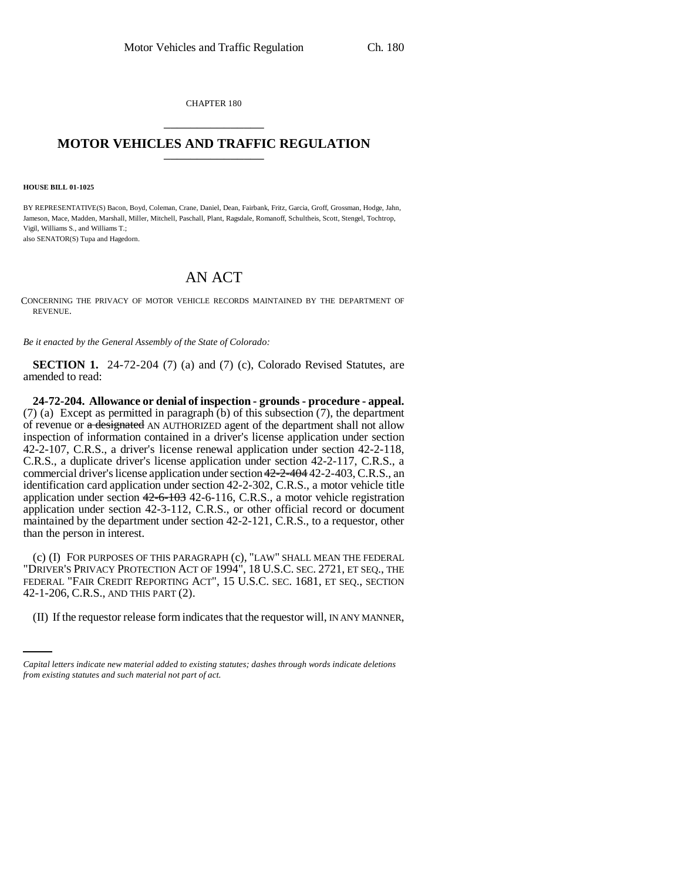CHAPTER 180

# MOTOR VEHICLES AND TRAFFIC REGULATION

**HOUSE BILL 01-1025**

BY REPRESENTATIVE(S) Bacon, Boyd, Coleman, Crane, Daniel, Dean, Fairbank, Fritz, Garcia, Groff, Grossman, Hodge, Jahn, Jameson, Mace, Madden, Marshall, Miller, Mitchell, Paschall, Plant, Ragsdale, Romanoff, Schultheis, Scott, Stengel, Tochtrop, Vigil, Williams S., and Williams T.;
also SENATOR(S) Tupa and Hagedorn.

# AN ACT

CONCERNING THE PRIVACY OF MOTOR VEHICLE RECORDS MAINTAINED BY THE DEPARTMENT OF REVENUE.

*Be it enacted by the General Assembly of the State of Colorado:*

**SECTION 1.** 24-72-204 (7) (a) and (7) (c), Colorado Revised Statutes, are amended to read:

**24-72-204. Allowance or denial of inspection - grounds - procedure - appeal.** (7) (a) Except as permitted in paragraph (b) of this subsection (7), the department of revenue or ~~a designated~~ AN AUTHORIZED agent of the department shall not allow inspection of information contained in a driver's license application under section 42-2-107, C.R.S., a driver's license renewal application under section 42-2-118, C.R.S., a duplicate driver's license application under section 42-2-117, C.R.S., a commercial driver's license application under section ~~42-2-404~~ 42-2-403, C.R.S., an identification card application under section 42-2-302, C.R.S., a motor vehicle title application under section ~~42-6-103~~ 42-6-116, C.R.S., a motor vehicle registration application under section 42-3-112, C.R.S., or other official record or document maintained by the department under section 42-2-121, C.R.S., to a requestor, other than the person in interest.

(c) (I) FOR PURPOSES OF THIS PARAGRAPH (c), "LAW" SHALL MEAN THE FEDERAL "DRIVER'S PRIVACY PROTECTION ACT OF 1994", 18 U.S.C. SEC. 2721, ET SEQ., THE FEDERAL "FAIR CREDIT REPORTING ACT", 15 U.S.C. SEC. 1681, ET SEQ., SECTION 42-1-206, C.R.S., AND THIS PART (2).

(II) If the requestor release form indicates that the requestor will, IN ANY MANNER,

*Capital letters indicate new material added to existing statutes; dashes through words indicate deletions from existing statutes and such material not part of act.*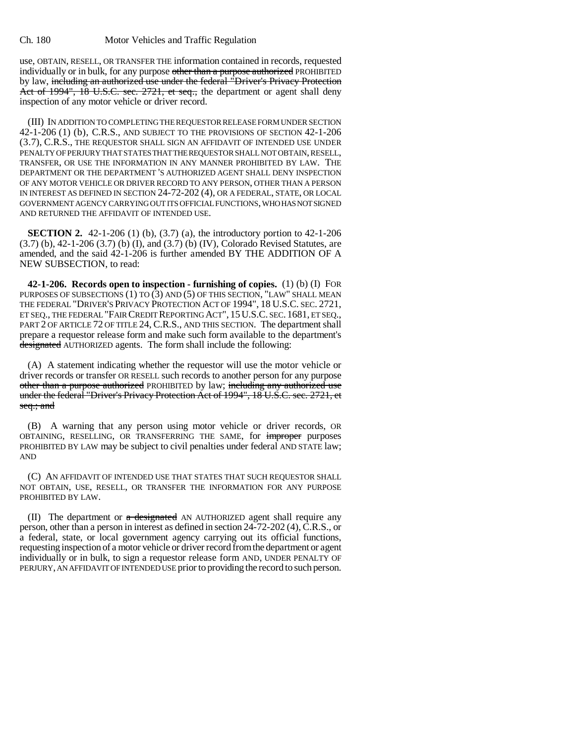use, OBTAIN, RESELL, OR TRANSFER THE information contained in records, requested individually or in bulk, for any purpose ~~other than a purpose authorized~~ PROHIBITED by law, ~~including an authorized use under the federal "Driver's Privacy Protection Act of 1994", 18 U.S.C. sec. 2721, et seq.,~~ the department or agent shall deny inspection of any motor vehicle or driver record.

(III) IN ADDITION TO COMPLETING THE REQUESTOR RELEASE FORM UNDER SECTION 42-1-206 (1) (b), C.R.S., AND SUBJECT TO THE PROVISIONS OF SECTION 42-1-206 (3.7), C.R.S., THE REQUESTOR SHALL SIGN AN AFFIDAVIT OF INTENDED USE UNDER PENALTY OF PERJURY THAT STATES THAT THE REQUESTOR SHALL NOT OBTAIN, RESELL, TRANSFER, OR USE THE INFORMATION IN ANY MANNER PROHIBITED BY LAW. THE DEPARTMENT OR THE DEPARTMENT 'S AUTHORIZED AGENT SHALL DENY INSPECTION OF ANY MOTOR VEHICLE OR DRIVER RECORD TO ANY PERSON, OTHER THAN A PERSON IN INTEREST AS DEFINED IN SECTION 24-72-202 (4), OR A FEDERAL, STATE, OR LOCAL GOVERNMENT AGENCY CARRYING OUT ITS OFFICIAL FUNCTIONS, WHO HAS NOT SIGNED AND RETURNED THE AFFIDAVIT OF INTENDED USE.

**SECTION 2.** 42-1-206 (1) (b), (3.7) (a), the introductory portion to 42-1-206 (3.7) (b), 42-1-206 (3.7) (b) (I), and (3.7) (b) (IV), Colorado Revised Statutes, are amended, and the said 42-1-206 is further amended BY THE ADDITION OF A NEW SUBSECTION, to read:

**42-1-206. Records open to inspection - furnishing of copies.** (1) (b) (I) FOR PURPOSES OF SUBSECTIONS (1) TO (3) AND (5) OF THIS SECTION, "LAW" SHALL MEAN THE FEDERAL "DRIVER'S PRIVACY PROTECTION ACT OF 1994", 18 U.S.C. SEC. 2721, ET SEQ., THE FEDERAL "FAIR CREDIT REPORTING ACT", 15 U.S.C. SEC. 1681, ET SEQ., PART 2 OF ARTICLE 72 OF TITLE 24, C.R.S., AND THIS SECTION. The department shall prepare a requestor release form and make such form available to the department's ~~designated~~ AUTHORIZED agents. The form shall include the following:

(A) A statement indicating whether the requestor will use the motor vehicle or driver records or transfer OR RESELL such records to another person for any purpose ~~other than a purpose authorized~~ PROHIBITED by law; ~~including any authorized use under the federal "Driver's Privacy Protection Act of 1994", 18 U.S.C. sec. 2721, et seq.; and~~

(B) A warning that any person using motor vehicle or driver records, OR OBTAINING, RESELLING, OR TRANSFERRING THE SAME, for ~~improper~~ purposes PROHIBITED BY LAW may be subject to civil penalties under federal AND STATE law; AND

(C) AN AFFIDAVIT OF INTENDED USE THAT STATES THAT SUCH REQUESTOR SHALL NOT OBTAIN, USE, RESELL, OR TRANSFER THE INFORMATION FOR ANY PURPOSE PROHIBITED BY LAW.

(II) The department or ~~a designated~~ AN AUTHORIZED agent shall require any person, other than a person in interest as defined in section 24-72-202 (4), C.R.S., or a federal, state, or local government agency carrying out its official functions, requesting inspection of a motor vehicle or driver record from the department or agent individually or in bulk, to sign a requestor release form AND, UNDER PENALTY OF PERJURY, AN AFFIDAVIT OF INTENDED USE prior to providing the record to such person.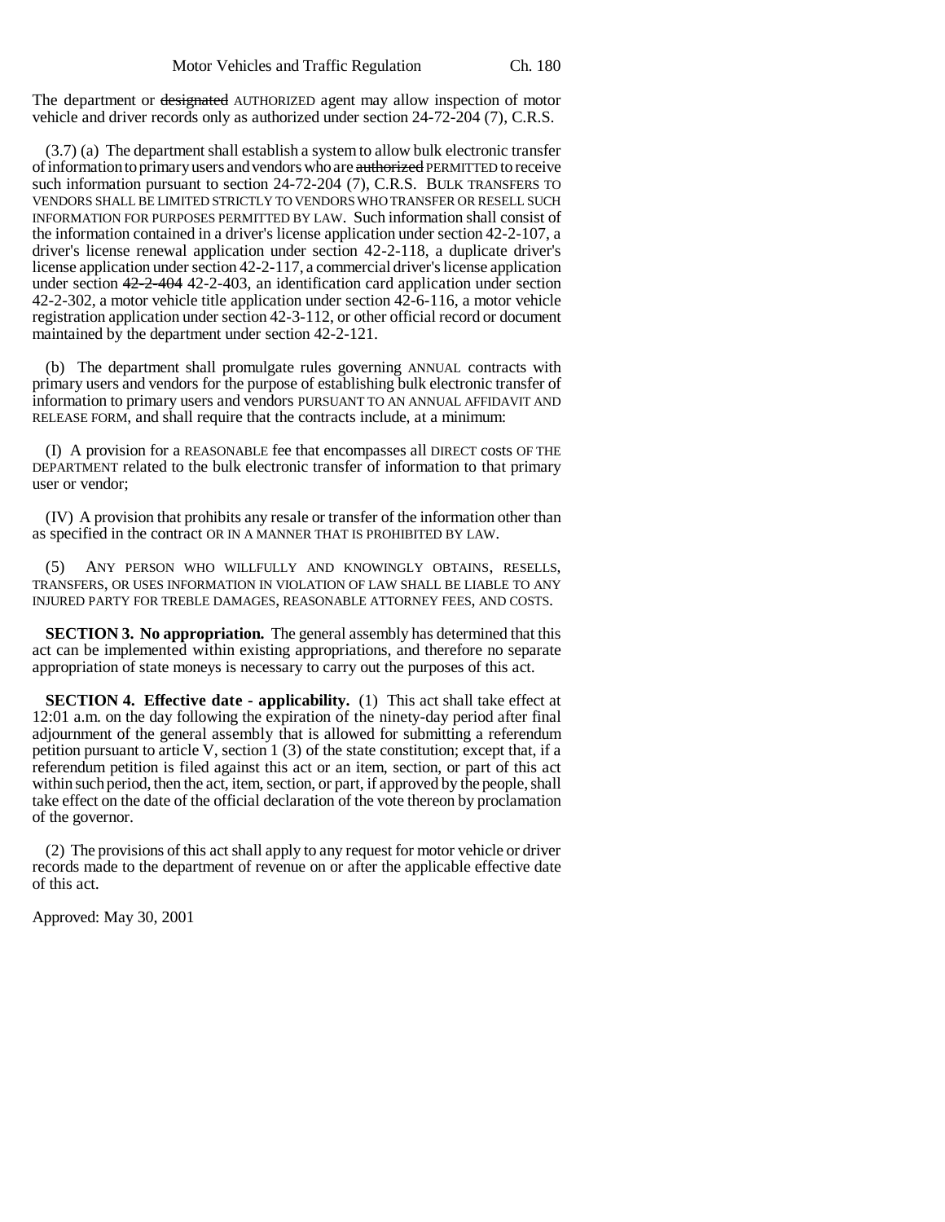The department or ~~designated~~ AUTHORIZED agent may allow inspection of motor vehicle and driver records only as authorized under section 24-72-204 (7), C.R.S.

(3.7) (a) The department shall establish a system to allow bulk electronic transfer of information to primary users and vendors who are ~~authorized~~ PERMITTED to receive such information pursuant to section 24-72-204 (7), C.R.S. BULK TRANSFERS TO VENDORS SHALL BE LIMITED STRICTLY TO VENDORS WHO TRANSFER OR RESELL SUCH INFORMATION FOR PURPOSES PERMITTED BY LAW. Such information shall consist of the information contained in a driver's license application under section 42-2-107, a driver's license renewal application under section 42-2-118, a duplicate driver's license application under section 42-2-117, a commercial driver's license application under section ~~42-2-404~~ 42-2-403, an identification card application under section 42-2-302, a motor vehicle title application under section 42-6-116, a motor vehicle registration application under section 42-3-112, or other official record or document maintained by the department under section 42-2-121.

(b) The department shall promulgate rules governing ANNUAL contracts with primary users and vendors for the purpose of establishing bulk electronic transfer of information to primary users and vendors PURSUANT TO AN ANNUAL AFFIDAVIT AND RELEASE FORM, and shall require that the contracts include, at a minimum:

(I) A provision for a REASONABLE fee that encompasses all DIRECT costs OF THE DEPARTMENT related to the bulk electronic transfer of information to that primary user or vendor;

(IV) A provision that prohibits any resale or transfer of the information other than as specified in the contract OR IN A MANNER THAT IS PROHIBITED BY LAW.

(5) ANY PERSON WHO WILLFULLY AND KNOWINGLY OBTAINS, RESELLS, TRANSFERS, OR USES INFORMATION IN VIOLATION OF LAW SHALL BE LIABLE TO ANY INJURED PARTY FOR TREBLE DAMAGES, REASONABLE ATTORNEY FEES, AND COSTS.

**SECTION 3. No appropriation.** The general assembly has determined that this act can be implemented within existing appropriations, and therefore no separate appropriation of state moneys is necessary to carry out the purposes of this act.

**SECTION 4. Effective date - applicability.** (1) This act shall take effect at 12:01 a.m. on the day following the expiration of the ninety-day period after final adjournment of the general assembly that is allowed for submitting a referendum petition pursuant to article V, section 1 (3) of the state constitution; except that, if a referendum petition is filed against this act or an item, section, or part of this act within such period, then the act, item, section, or part, if approved by the people, shall take effect on the date of the official declaration of the vote thereon by proclamation of the governor.

(2) The provisions of this act shall apply to any request for motor vehicle or driver records made to the department of revenue on or after the applicable effective date of this act.

Approved: May 30, 2001